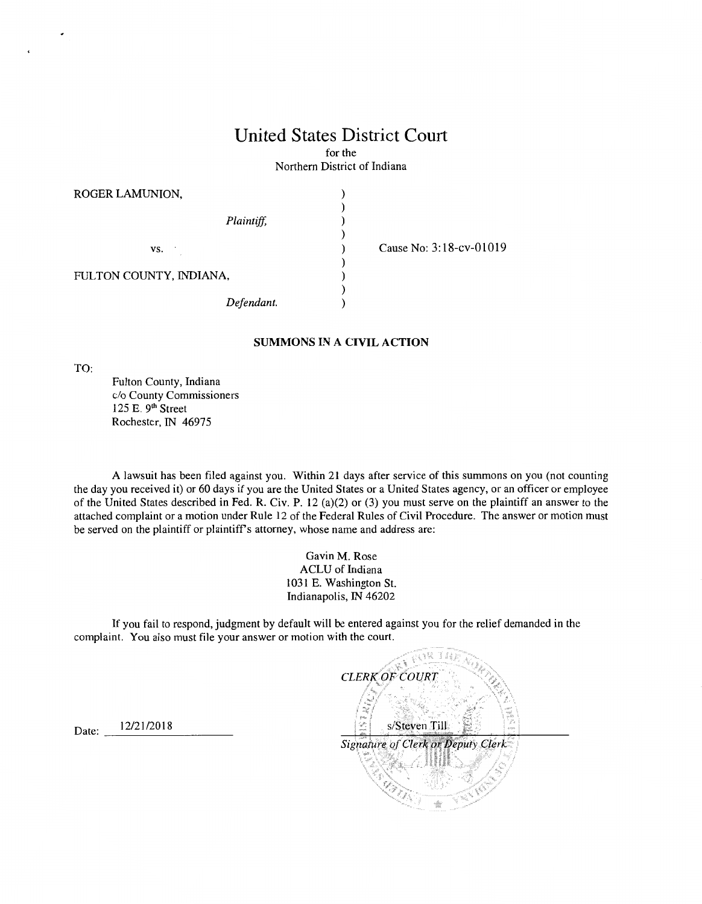# United States District Court

for the
Northern District of Indiana

ROGER LAMUNION,

*Plaintiff,*

vs.

FULTON COUNTY, INDIANA,

*Defendant.*

Cause No: 3:18-cv-01019

**SUMMONS IN A CIVIL ACTION**

TO:

Fulton County, Indiana
c/o County Commissioners
125 E. 9th Street
Rochester, IN 46975

A lawsuit has been filed against you. Within 21 days after service of this summons on you (not counting the day you received it) or 60 days if you are the United States or a United States agency, or an officer or employee of the United States described in Fed. R. Civ. P. 12 (a)(2) or (3) you must serve on the plaintiff an answer to the attached complaint or a motion under Rule 12 of the Federal Rules of Civil Procedure. The answer or motion must be served on the plaintiff or plaintiff's attorney, whose name and address are:

Gavin M. Rose
ACLU of Indiana
1031 E. Washington St.
Indianapolis, IN 46202

If you fail to respond, judgment by default will be entered against you for the relief demanded in the complaint. You also must file your answer or motion with the court.

*CLERK OF COURT*

Date: 12/21/2018

s/Steven Till

*Signature of Clerk or Deputy Clerk*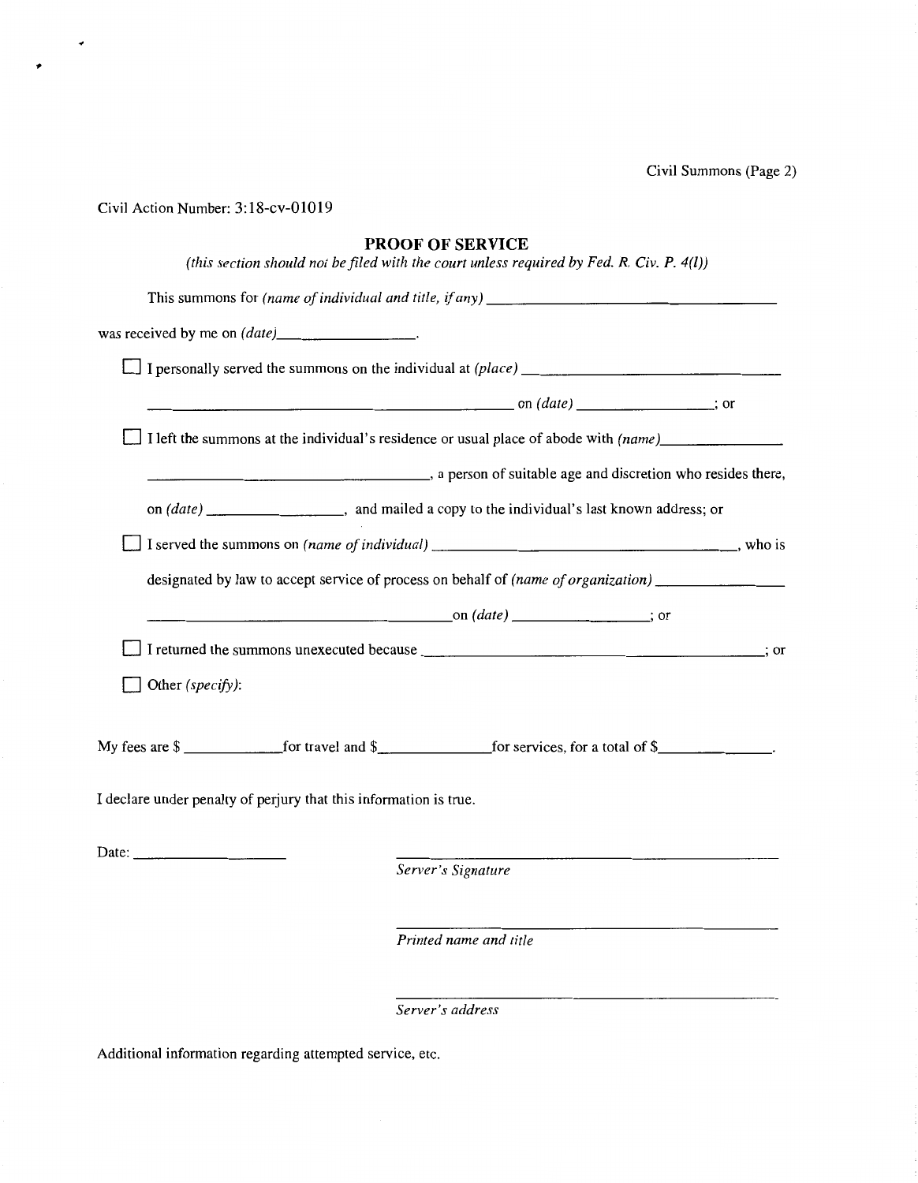Civil Summons (Page 2)

Civil Action Number: 3:18-cv-01019

## PROOF OF SERVICE

*(this section should not be filed with the court unless required by Fed. R. Civ. P. 4(l))*

This summons for *(name of individual and title, if any)* ____________________

was received by me on *(date)* ____________.

☐ I personally served the summons on the individual at *(place)* ____________________ on *(date)* ____________; or

☐ I left the summons at the individual's residence or usual place of abode with *(name)* ____________________, a person of suitable age and discretion who resides there, on *(date)* ____________, and mailed a copy to the individual's last known address; or

☐ I served the summons on *(name of individual)* ____________________, who is designated by law to accept service of process on behalf of *(name of organization)* ____________________ on *(date)* ____________; or

☐ I returned the summons unexecuted because ____________________; or

☐ Other *(specify)*:

My fees are $ ________ for travel and $ ________ for services, for a total of $ ________.

I declare under penalty of perjury that this information is true.

Date: ____________

____________________
*Server's Signature*

____________________
*Printed name and title*

____________________
*Server's address*

Additional information regarding attempted service, etc.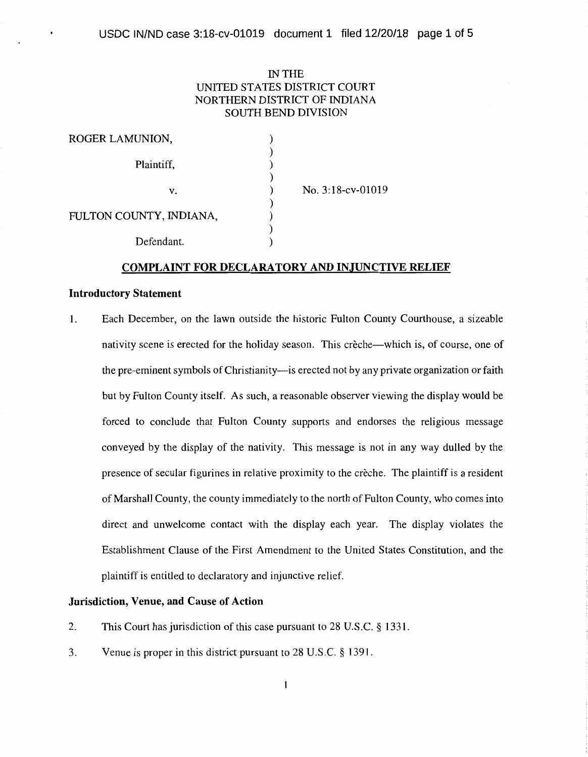IN THE
UNITED STATES DISTRICT COURT
NORTHERN DISTRICT OF INDIANA
SOUTH BEND DIVISION

| | | |
|---|---|---|
| ROGER LAMUNION, | ) | |
| Plaintiff, | ) | |
| v. | ) | No. 3:18-cv-01019 |
| FULTON COUNTY, INDIANA, | ) | |
| Defendant. | ) | |

## COMPLAINT FOR DECLARATORY AND INJUNCTIVE RELIEF

### Introductory Statement

1. Each December, on the lawn outside the historic Fulton County Courthouse, a sizeable nativity scene is erected for the holiday season. This crèche—which is, of course, one of the pre-eminent symbols of Christianity—is erected not by any private organization or faith but by Fulton County itself. As such, a reasonable observer viewing the display would be forced to conclude that Fulton County supports and endorses the religious message conveyed by the display of the nativity. This message is not in any way dulled by the presence of secular figurines in relative proximity to the crèche. The plaintiff is a resident of Marshall County, the county immediately to the north of Fulton County, who comes into direct and unwelcome contact with the display each year. The display violates the Establishment Clause of the First Amendment to the United States Constitution, and the plaintiff is entitled to declaratory and injunctive relief.

### Jurisdiction, Venue, and Cause of Action

2. This Court has jurisdiction of this case pursuant to 28 U.S.C. § 1331.

3. Venue is proper in this district pursuant to 28 U.S.C. § 1391.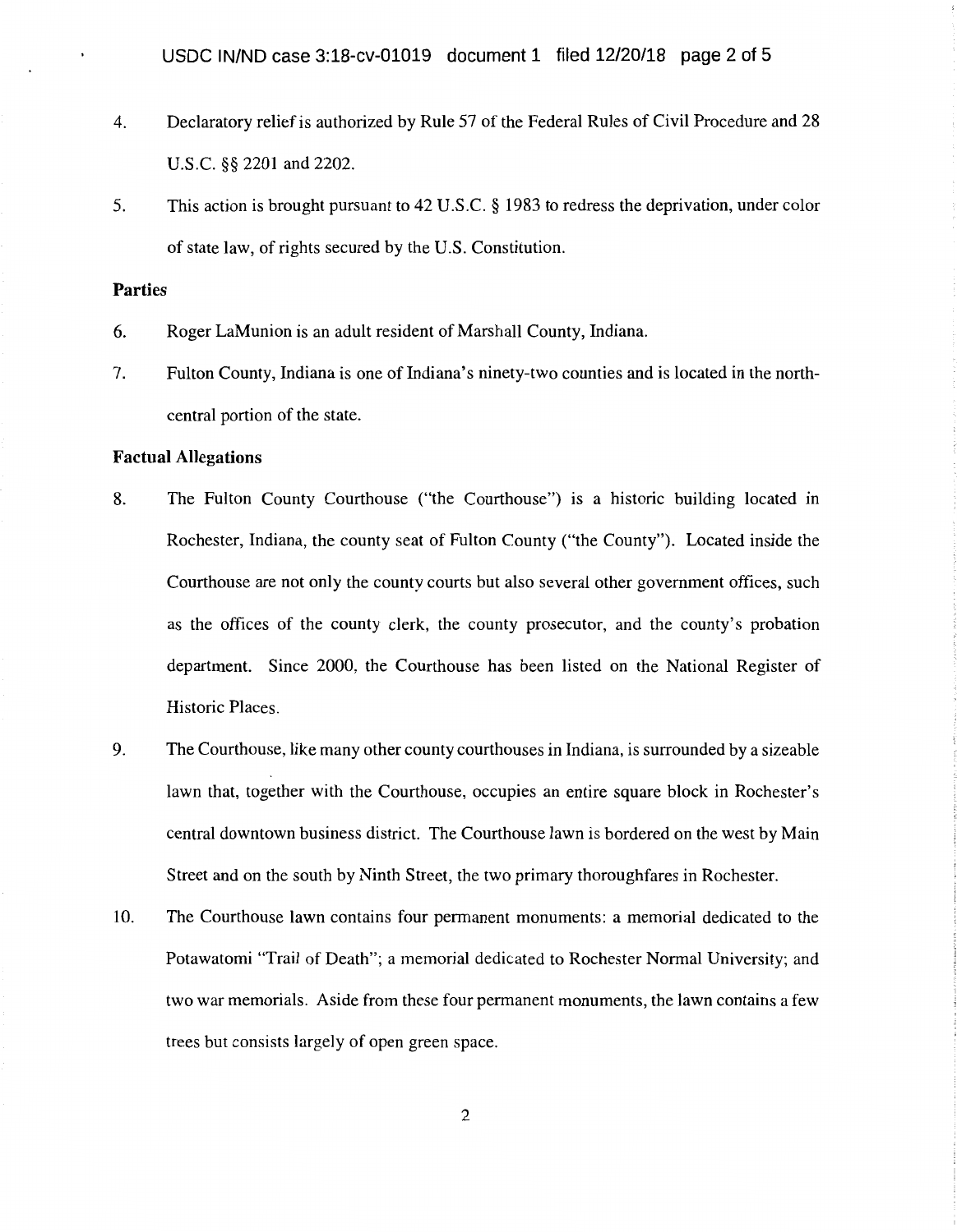4. Declaratory relief is authorized by Rule 57 of the Federal Rules of Civil Procedure and 28 U.S.C. §§ 2201 and 2202.

5. This action is brought pursuant to 42 U.S.C. § 1983 to redress the deprivation, under color of state law, of rights secured by the U.S. Constitution.

**Parties**

6. Roger LaMunion is an adult resident of Marshall County, Indiana.

7. Fulton County, Indiana is one of Indiana's ninety-two counties and is located in the north-central portion of the state.

**Factual Allegations**

8. The Fulton County Courthouse ("the Courthouse") is a historic building located in Rochester, Indiana, the county seat of Fulton County ("the County"). Located inside the Courthouse are not only the county courts but also several other government offices, such as the offices of the county clerk, the county prosecutor, and the county's probation department. Since 2000, the Courthouse has been listed on the National Register of Historic Places.

9. The Courthouse, like many other county courthouses in Indiana, is surrounded by a sizeable lawn that, together with the Courthouse, occupies an entire square block in Rochester's central downtown business district. The Courthouse lawn is bordered on the west by Main Street and on the south by Ninth Street, the two primary thoroughfares in Rochester.

10. The Courthouse lawn contains four permanent monuments: a memorial dedicated to the Potawatomi "Trail of Death"; a memorial dedicated to Rochester Normal University; and two war memorials. Aside from these four permanent monuments, the lawn contains a few trees but consists largely of open green space.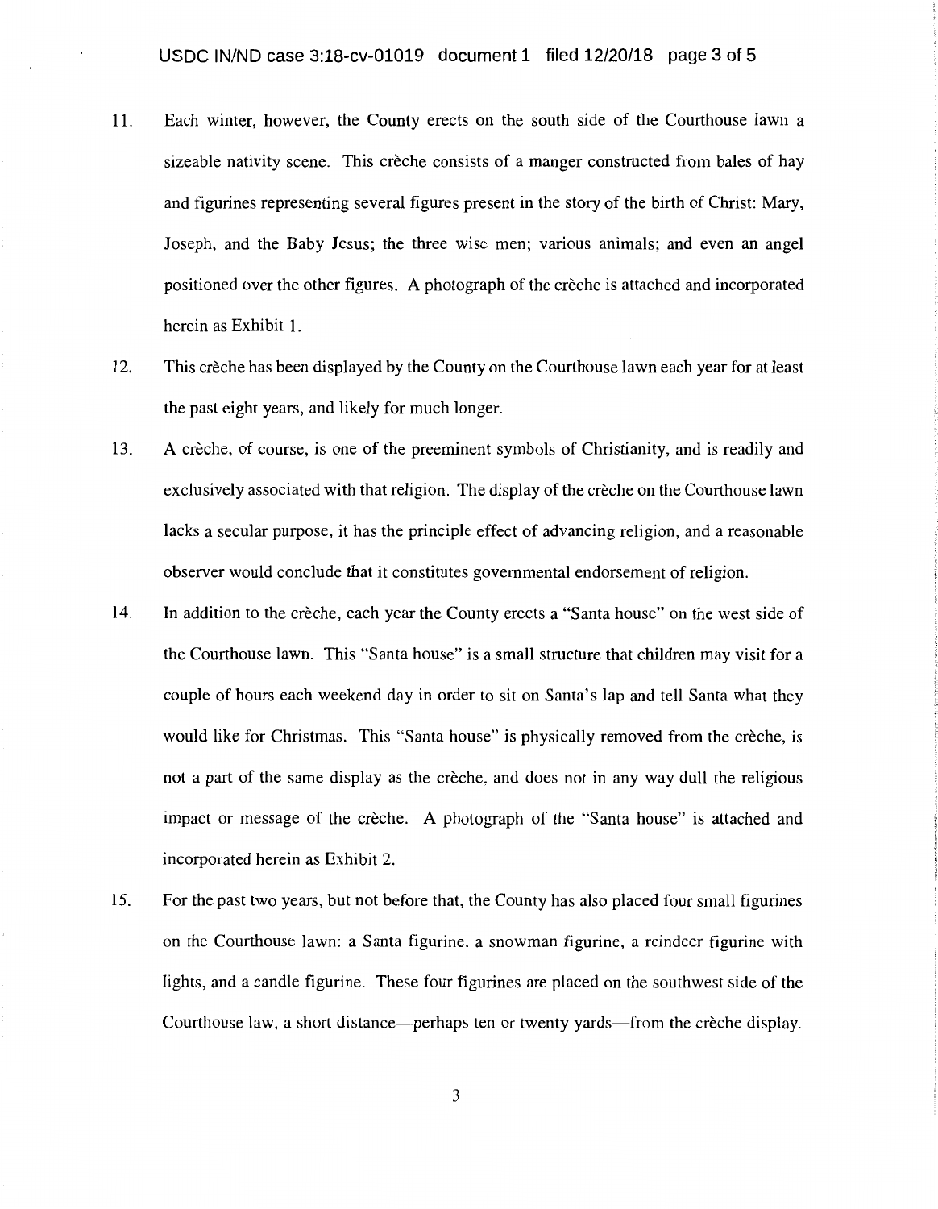11. Each winter, however, the County erects on the south side of the Courthouse lawn a sizeable nativity scene. This crèche consists of a manger constructed from bales of hay and figurines representing several figures present in the story of the birth of Christ: Mary, Joseph, and the Baby Jesus; the three wise men; various animals; and even an angel positioned over the other figures. A photograph of the crèche is attached and incorporated herein as Exhibit 1.

12. This crèche has been displayed by the County on the Courthouse lawn each year for at least the past eight years, and likely for much longer.

13. A crèche, of course, is one of the preeminent symbols of Christianity, and is readily and exclusively associated with that religion. The display of the crèche on the Courthouse lawn lacks a secular purpose, it has the principle effect of advancing religion, and a reasonable observer would conclude that it constitutes governmental endorsement of religion.

14. In addition to the crèche, each year the County erects a "Santa house" on the west side of the Courthouse lawn. This "Santa house" is a small structure that children may visit for a couple of hours each weekend day in order to sit on Santa's lap and tell Santa what they would like for Christmas. This "Santa house" is physically removed from the crèche, is not a part of the same display as the crèche, and does not in any way dull the religious impact or message of the crèche. A photograph of the "Santa house" is attached and incorporated herein as Exhibit 2.

15. For the past two years, but not before that, the County has also placed four small figurines on the Courthouse lawn: a Santa figurine, a snowman figurine, a reindeer figurine with lights, and a candle figurine. These four figurines are placed on the southwest side of the Courthouse law, a short distance—perhaps ten or twenty yards—from the crèche display.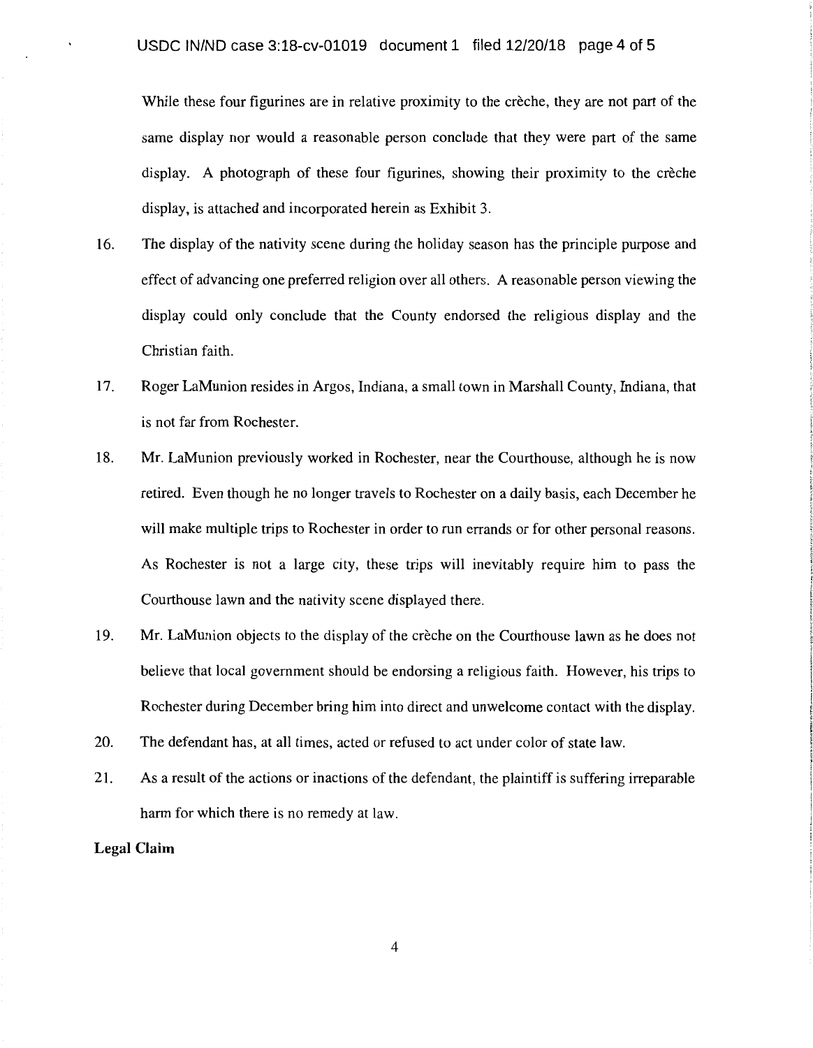While these four figurines are in relative proximity to the crèche, they are not part of the same display nor would a reasonable person conclude that they were part of the same display. A photograph of these four figurines, showing their proximity to the crèche display, is attached and incorporated herein as Exhibit 3.

16. The display of the nativity scene during the holiday season has the principle purpose and effect of advancing one preferred religion over all others. A reasonable person viewing the display could only conclude that the County endorsed the religious display and the Christian faith.

17. Roger LaMunion resides in Argos, Indiana, a small town in Marshall County, Indiana, that is not far from Rochester.

18. Mr. LaMunion previously worked in Rochester, near the Courthouse, although he is now retired. Even though he no longer travels to Rochester on a daily basis, each December he will make multiple trips to Rochester in order to run errands or for other personal reasons. As Rochester is not a large city, these trips will inevitably require him to pass the Courthouse lawn and the nativity scene displayed there.

19. Mr. LaMunion objects to the display of the crèche on the Courthouse lawn as he does not believe that local government should be endorsing a religious faith. However, his trips to Rochester during December bring him into direct and unwelcome contact with the display.

20. The defendant has, at all times, acted or refused to act under color of state law.

21. As a result of the actions or inactions of the defendant, the plaintiff is suffering irreparable harm for which there is no remedy at law.

**Legal Claim**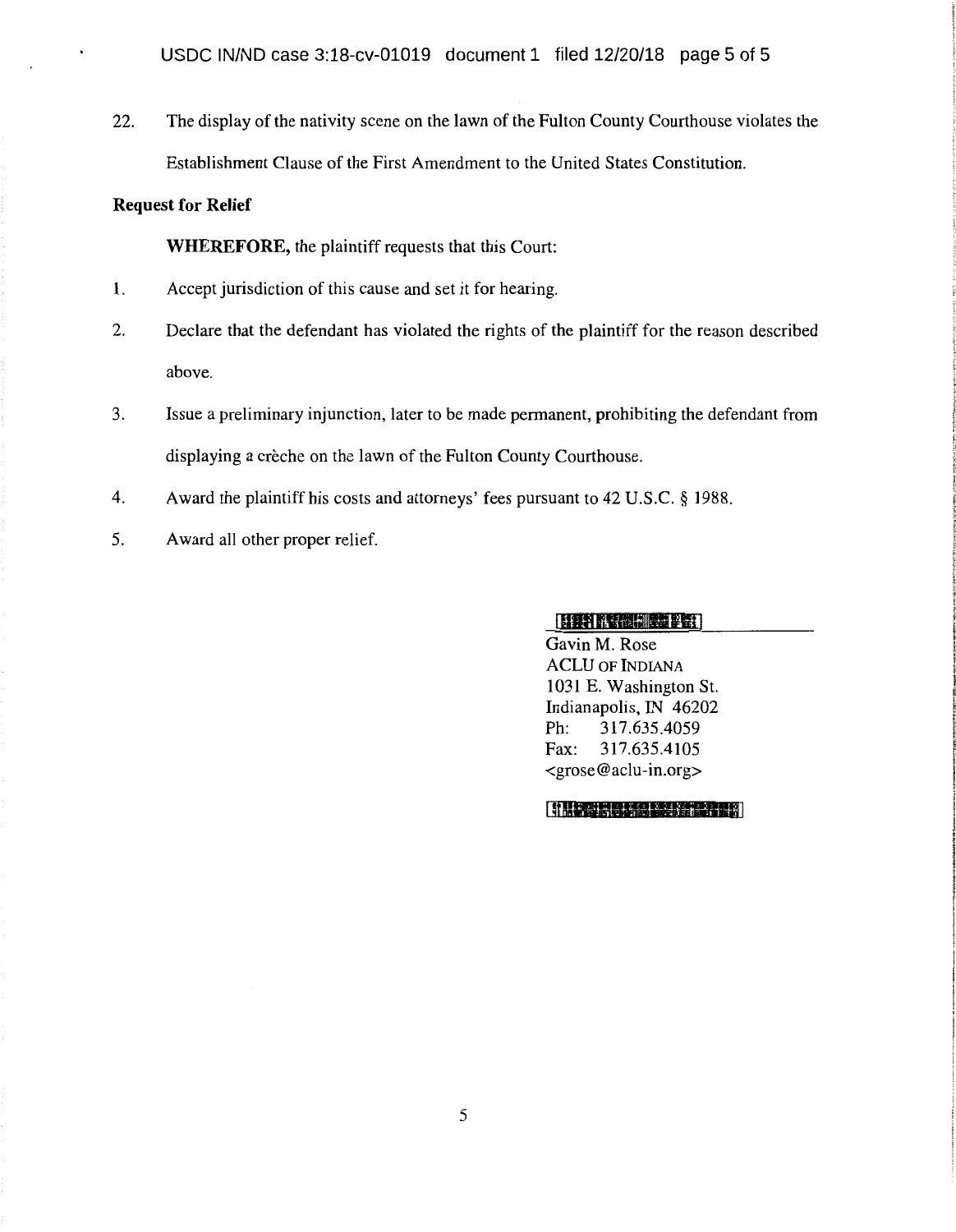22. The display of the nativity scene on the lawn of the Fulton County Courthouse violates the Establishment Clause of the First Amendment to the United States Constitution.

**Request for Relief**

**WHEREFORE,** the plaintiff requests that this Court:

1. Accept jurisdiction of this cause and set it for hearing.
2. Declare that the defendant has violated the rights of the plaintiff for the reason described above.
3. Issue a preliminary injunction, later to be made permanent, prohibiting the defendant from displaying a crèche on the lawn of the Fulton County Courthouse.
4. Award the plaintiff his costs and attorneys' fees pursuant to 42 U.S.C. § 1988.
5. Award all other proper relief.

Gavin M. Rose
ACLU OF INDIANA
1031 E. Washington St.
Indianapolis, IN 46202
Ph: 317.635.4059
Fax: 317.635.4105
<grose@aclu-in.org>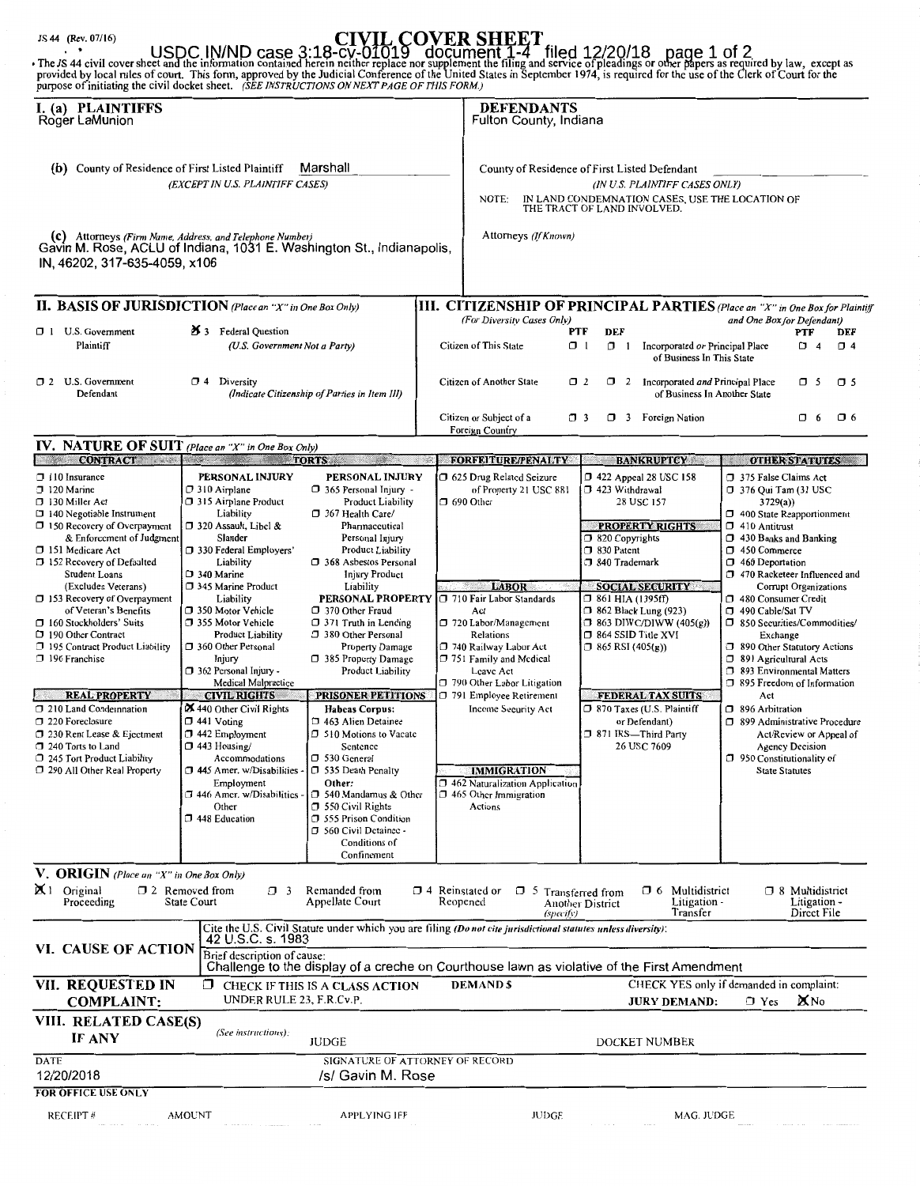JS 44 (Rev. 07/16)

# CIVIL COVER SHEET

The JS 44 civil cover sheet and the information contained herein neither replace nor supplement the filing and service of pleadings or other papers as required by law, except as provided by local rules of court. This form, approved by the Judicial Conference of the United States in September 1974, is required for the use of the Clerk of Court for the purpose of initiating the civil docket sheet. *(SEE INSTRUCTIONS ON NEXT PAGE OF THIS FORM.)*

## I. (a) PLAINTIFFS

Roger LaMunion

**(b)** County of Residence of First Listed Plaintiff: Marshall
*(EXCEPT IN U.S. PLAINTIFF CASES)*

**(c)** Attorneys *(Firm Name, Address, and Telephone Number)*
Gavin M. Rose, ACLU of Indiana, 1031 E. Washington St., Indianapolis, IN, 46202, 317-635-4059, x106

## DEFENDANTS

Fulton County, Indiana

County of Residence of First Listed Defendant: 
*(IN U.S. PLAINTIFF CASES ONLY)*

NOTE: IN LAND CONDEMNATION CASES, USE THE LOCATION OF THE TRACT OF LAND INVOLVED.

Attorneys *(If Known)*

## II. BASIS OF JURISDICTION *(Place an "X" in One Box Only)*

- ☐ 1 U.S. Government Plaintiff
- ☒ 3 Federal Question *(U.S. Government Not a Party)*
- ☐ 2 U.S. Government Defendant
- ☐ 4 Diversity *(Indicate Citizenship of Parties in Item III)*

## III. CITIZENSHIP OF PRINCIPAL PARTIES *(Place an "X" in One Box for Plaintiff and One Box for Defendant)* *(For Diversity Cases Only)*

| | PTF | DEF | | PTF | DEF |
|---|---|---|---|---|---|
| Citizen of This State | ☐ 1 | ☐ 1 | Incorporated *or* Principal Place of Business In This State | ☐ 4 | ☐ 4 |
| Citizen of Another State | ☐ 2 | ☐ 2 | Incorporated *and* Principal Place of Business In Another State | ☐ 5 | ☐ 5 |
| Citizen or Subject of a Foreign Country | ☐ 3 | ☐ 3 | Foreign Nation | ☐ 6 | ☐ 6 |

## IV. NATURE OF SUIT *(Place an "X" in One Box Only)*

**CONTRACT**
- ☐ 110 Insurance
- ☐ 120 Marine
- ☐ 130 Miller Act
- ☐ 140 Negotiable Instrument
- ☐ 150 Recovery of Overpayment & Enforcement of Judgment
- ☐ 151 Medicare Act
- ☐ 152 Recovery of Defaulted Student Loans (Excludes Veterans)
- ☐ 153 Recovery of Overpayment of Veteran's Benefits
- ☐ 160 Stockholders' Suits
- ☐ 190 Other Contract
- ☐ 195 Contract Product Liability
- ☐ 196 Franchise

**REAL PROPERTY**
- ☐ 210 Land Condemnation
- ☐ 220 Foreclosure
- ☐ 230 Rent Lease & Ejectment
- ☐ 240 Torts to Land
- ☐ 245 Tort Product Liability
- ☐ 290 All Other Real Property

**TORTS — PERSONAL INJURY**
- ☐ 310 Airplane
- ☐ 315 Airplane Product Liability
- ☐ 320 Assault, Libel & Slander
- ☐ 330 Federal Employers' Liability
- ☐ 340 Marine
- ☐ 345 Marine Product Liability
- ☐ 350 Motor Vehicle
- ☐ 355 Motor Vehicle Product Liability
- ☐ 360 Other Personal Injury
- ☐ 362 Personal Injury - Medical Malpractice

**CIVIL RIGHTS**
- ☒ 440 Other Civil Rights
- ☐ 441 Voting
- ☐ 442 Employment
- ☐ 443 Housing/ Accommodations
- ☐ 445 Amer. w/Disabilities - Employment
- ☐ 446 Amer. w/Disabilities - Other
- ☐ 448 Education

**TORTS — PERSONAL INJURY**
- ☐ 365 Personal Injury - Product Liability
- ☐ 367 Health Care/ Pharmaceutical Personal Injury Product Liability
- ☐ 368 Asbestos Personal Injury Product Liability

**PERSONAL PROPERTY**
- ☐ 370 Other Fraud
- ☐ 371 Truth in Lending
- ☐ 380 Other Personal Property Damage
- ☐ 385 Property Damage Product Liability

**PRISONER PETITIONS**
Habeas Corpus:
- ☐ 463 Alien Detainee
- ☐ 510 Motions to Vacate Sentence
- ☐ 530 General
- ☐ 535 Death Penalty

Other:
- ☐ 540 Mandamus & Other
- ☐ 550 Civil Rights
- ☐ 555 Prison Condition
- ☐ 560 Civil Detainee - Conditions of Confinement

**FORFEITURE/PENALTY**
- ☐ 625 Drug Related Seizure of Property 21 USC 881
- ☐ 690 Other

**LABOR**
- ☐ 710 Fair Labor Standards Act
- ☐ 720 Labor/Management Relations
- ☐ 740 Railway Labor Act
- ☐ 751 Family and Medical Leave Act
- ☐ 790 Other Labor Litigation
- ☐ 791 Employee Retirement Income Security Act

**IMMIGRATION**
- ☐ 462 Naturalization Application
- ☐ 465 Other Immigration Actions

**BANKRUPTCY**
- ☐ 422 Appeal 28 USC 158
- ☐ 423 Withdrawal 28 USC 157

**PROPERTY RIGHTS**
- ☐ 820 Copyrights
- ☐ 830 Patent
- ☐ 840 Trademark

**SOCIAL SECURITY**
- ☐ 861 HIA (1395ff)
- ☐ 862 Black Lung (923)
- ☐ 863 DIWC/DIWW (405(g))
- ☐ 864 SSID Title XVI
- ☐ 865 RSI (405(g))

**FEDERAL TAX SUITS**
- ☐ 870 Taxes (U.S. Plaintiff or Defendant)
- ☐ 871 IRS—Third Party 26 USC 7609

**OTHER STATUTES**
- ☐ 375 False Claims Act
- ☐ 376 Qui Tam (31 USC 3729(a))
- ☐ 400 State Reapportionment
- ☐ 410 Antitrust
- ☐ 430 Banks and Banking
- ☐ 450 Commerce
- ☐ 460 Deportation
- ☐ 470 Racketeer Influenced and Corrupt Organizations
- ☐ 480 Consumer Credit
- ☐ 490 Cable/Sat TV
- ☐ 850 Securities/Commodities/ Exchange
- ☐ 890 Other Statutory Actions
- ☐ 891 Agricultural Acts
- ☐ 893 Environmental Matters
- ☐ 895 Freedom of Information Act
- ☐ 896 Arbitration
- ☐ 899 Administrative Procedure Act/Review or Appeal of Agency Decision
- ☐ 950 Constitutionality of State Statutes

## V. ORIGIN *(Place an "X" in One Box Only)*

- ☒ 1 Original Proceeding
- ☐ 2 Removed from State Court
- ☐ 3 Remanded from Appellate Court
- ☐ 4 Reinstated or Reopened
- ☐ 5 Transferred from Another District *(specify)*
- ☐ 6 Multidistrict Litigation - Transfer
- ☐ 8 Multidistrict Litigation - Direct File

## VI. CAUSE OF ACTION

Cite the U.S. Civil Statute under which you are filing *(Do not cite jurisdictional statutes unless diversity)*:
42 U.S.C. s. 1983

Brief description of cause:
Challenge to the display of a creche on Courthouse lawn as violative of the First Amendment

## VII. REQUESTED IN COMPLAINT:

☐ CHECK IF THIS IS A CLASS ACTION UNDER RULE 23, F.R.Cv.P.

DEMAND $

CHECK YES only if demanded in complaint:
JURY DEMAND: ☐ Yes ☒ No

## VIII. RELATED CASE(S) IF ANY

*(See instructions)*: JUDGE ______ DOCKET NUMBER ______

DATE: 12/20/2018

SIGNATURE OF ATTORNEY OF RECORD: /s/ Gavin M. Rose

**FOR OFFICE USE ONLY**

RECEIPT # ______ AMOUNT ______ APPLYING IFP ______ JUDGE ______ MAG. JUDGE ______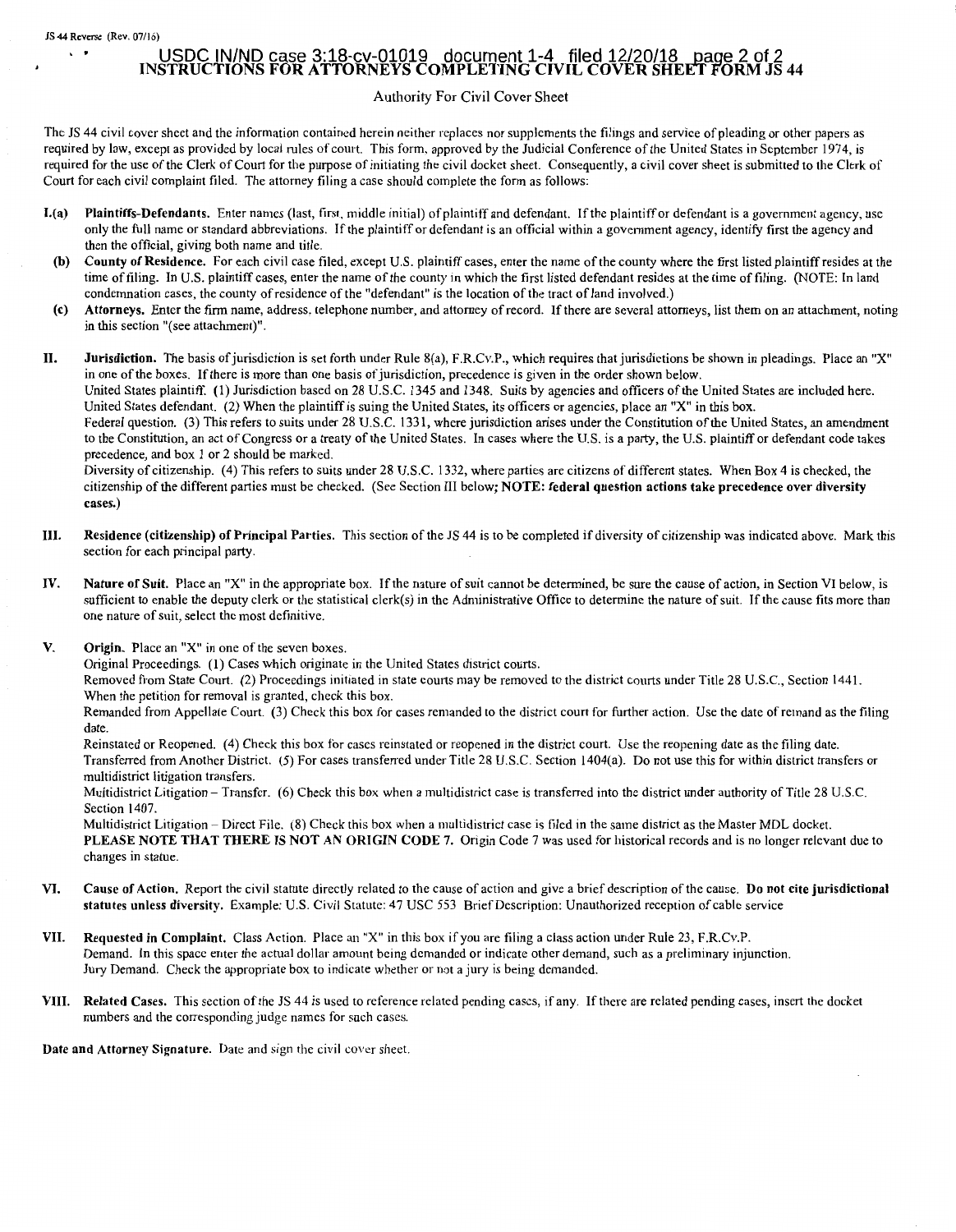# INSTRUCTIONS FOR ATTORNEYS COMPLETING CIVIL COVER SHEET FORM JS 44

## Authority For Civil Cover Sheet

The JS 44 civil cover sheet and the information contained herein neither replaces nor supplements the filings and service of pleading or other papers as required by law, except as provided by local rules of court. This form, approved by the Judicial Conference of the United States in September 1974, is required for the use of the Clerk of Court for the purpose of initiating the civil docket sheet. Consequently, a civil cover sheet is submitted to the Clerk of Court for each civil complaint filed. The attorney filing a case should complete the form as follows:

**I.(a) Plaintiffs-Defendants.** Enter names (last, first, middle initial) of plaintiff and defendant. If the plaintiff or defendant is a government agency, use only the full name or standard abbreviations. If the plaintiff or defendant is an official within a government agency, identify first the agency and then the official, giving both name and title.

**(b) County of Residence.** For each civil case filed, except U.S. plaintiff cases, enter the name of the county where the first listed plaintiff resides at the time of filing. In U.S. plaintiff cases, enter the name of the county in which the first listed defendant resides at the time of filing. (NOTE: In land condemnation cases, the county of residence of the "defendant" is the location of the tract of land involved.)

**(c) Attorneys.** Enter the firm name, address, telephone number, and attorney of record. If there are several attorneys, list them on an attachment, noting in this section "(see attachment)".

**II. Jurisdiction.** The basis of jurisdiction is set forth under Rule 8(a), F.R.Cv.P., which requires that jurisdictions be shown in pleadings. Place an "X" in one of the boxes. If there is more than one basis of jurisdiction, precedence is given in the order shown below.
United States plaintiff. (1) Jurisdiction based on 28 U.S.C. 1345 and 1348. Suits by agencies and officers of the United States are included here.
United States defendant. (2) When the plaintiff is suing the United States, its officers or agencies, place an "X" in this box.
Federal question. (3) This refers to suits under 28 U.S.C. 1331, where jurisdiction arises under the Constitution of the United States, an amendment to the Constitution, an act of Congress or a treaty of the United States. In cases where the U.S. is a party, the U.S. plaintiff or defendant code takes precedence, and box 1 or 2 should be marked.
Diversity of citizenship. (4) This refers to suits under 28 U.S.C. 1332, where parties are citizens of different states. When Box 4 is checked, the citizenship of the different parties must be checked. (See Section III below; **NOTE: federal question actions take precedence over diversity cases.**)

**III. Residence (citizenship) of Principal Parties.** This section of the JS 44 is to be completed if diversity of citizenship was indicated above. Mark this section for each principal party.

**IV. Nature of Suit.** Place an "X" in the appropriate box. If the nature of suit cannot be determined, be sure the cause of action, in Section VI below, is sufficient to enable the deputy clerk or the statistical clerk(s) in the Administrative Office to determine the nature of suit. If the cause fits more than one nature of suit, select the most definitive.

**V. Origin.** Place an "X" in one of the seven boxes.
Original Proceedings. (1) Cases which originate in the United States district courts.
Removed from State Court. (2) Proceedings initiated in state courts may be removed to the district courts under Title 28 U.S.C., Section 1441. When the petition for removal is granted, check this box.
Remanded from Appellate Court. (3) Check this box for cases remanded to the district court for further action. Use the date of remand as the filing date.
Reinstated or Reopened. (4) Check this box for cases reinstated or reopened in the district court. Use the reopening date as the filing date.
Transferred from Another District. (5) For cases transferred under Title 28 U.S.C. Section 1404(a). Do not use this for within district transfers or multidistrict litigation transfers.
Multidistrict Litigation – Transfer. (6) Check this box when a multidistrict case is transferred into the district under authority of Title 28 U.S.C. Section 1407.
Multidistrict Litigation – Direct File. (8) Check this box when a multidistrict case is filed in the same district as the Master MDL docket.
**PLEASE NOTE THAT THERE IS NOT AN ORIGIN CODE 7.** Origin Code 7 was used for historical records and is no longer relevant due to changes in statue.

**VI. Cause of Action.** Report the civil statute directly related to the cause of action and give a brief description of the cause. **Do not cite jurisdictional statutes unless diversity.** Example: U.S. Civil Statute: 47 USC 553 Brief Description: Unauthorized reception of cable service

**VII. Requested in Complaint.** Class Action. Place an "X" in this box if you are filing a class action under Rule 23, F.R.Cv.P.
Demand. In this space enter the actual dollar amount being demanded or indicate other demand, such as a preliminary injunction.
Jury Demand. Check the appropriate box to indicate whether or not a jury is being demanded.

**VIII. Related Cases.** This section of the JS 44 is used to reference related pending cases, if any. If there are related pending cases, insert the docket numbers and the corresponding judge names for such cases.

**Date and Attorney Signature.** Date and sign the civil cover sheet.